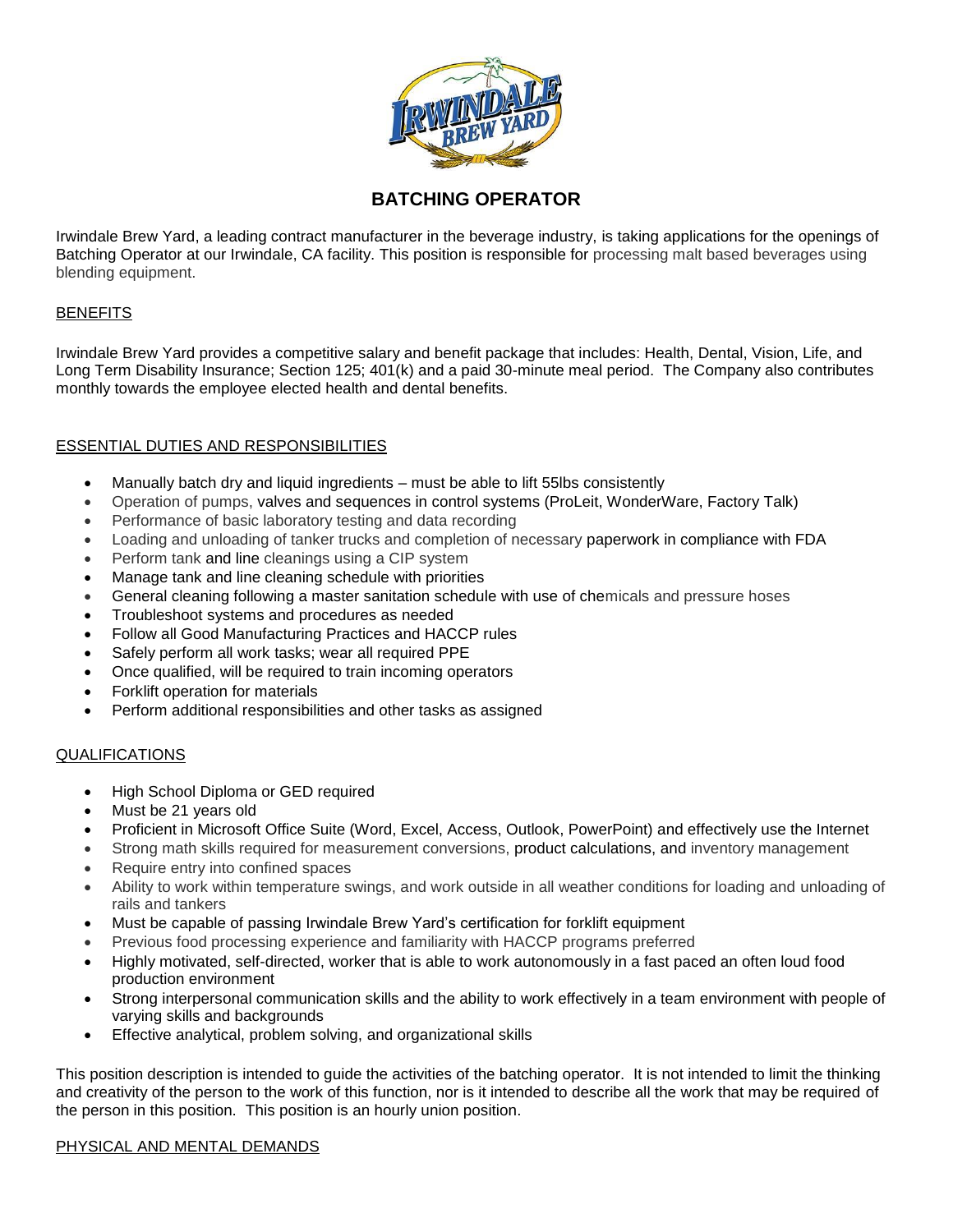# BATCHING OPERATOR

Irwindale Brew Yard, a leading contract manufacturer in the beverage industry, is taking applications for the openings of Batching Operator at our Irwindale, CA facility. This position is responsible for processing malt based beverages using blending equipment.

## BENEFITS

Irwindale Brew Yard provides a competitive salary and benefit package that includes: Health, Dental, Vision, Life, and Long Term Disability Insurance; Section 125; 401(k) and a paid 30-minute meal period. The Company also contributes monthly towards the employee elected health and dental benefits.

## ESSENTIAL DUTIES AND RESPONSIBILITIES

- Manually batch dry and liquid ingredients – must be able to lift 55lbs consistently
- Operation of pumps, valves and sequences in control systems (ProLeit, WonderWare, Factory Talk)
- Performance of basic laboratory testing and data recording
- Loading and unloading of tanker trucks and completion of necessary paperwork in compliance with FDA
- Perform tank and line cleanings using a CIP system
- Manage tank and line cleaning schedule with priorities
- General cleaning following a master sanitation schedule with use of chemicals and pressure hoses
- Troubleshoot systems and procedures as needed
- Follow all Good Manufacturing Practices and HACCP rules
- Safely perform all work tasks; wear all required PPE
- Once qualified, will be required to train incoming operators
- Forklift operation for materials
- Perform additional responsibilities and other tasks as assigned

## QUALIFICATIONS

- High School Diploma or GED required
- Must be 21 years old
- Proficient in Microsoft Office Suite (Word, Excel, Access, Outlook, PowerPoint) and effectively use the Internet
- Strong math skills required for measurement conversions, product calculations, and inventory management
- Require entry into confined spaces
- Ability to work within temperature swings, and work outside in all weather conditions for loading and unloading of rails and tankers
- Must be capable of passing Irwindale Brew Yard's certification for forklift equipment
- Previous food processing experience and familiarity with HACCP programs preferred
- Highly motivated, self-directed, worker that is able to work autonomously in a fast paced an often loud food production environment
- Strong interpersonal communication skills and the ability to work effectively in a team environment with people of varying skills and backgrounds
- Effective analytical, problem solving, and organizational skills

This position description is intended to guide the activities of the batching operator. It is not intended to limit the thinking and creativity of the person to the work of this function, nor is it intended to describe all the work that may be required of the person in this position. This position is an hourly union position.

## PHYSICAL AND MENTAL DEMANDS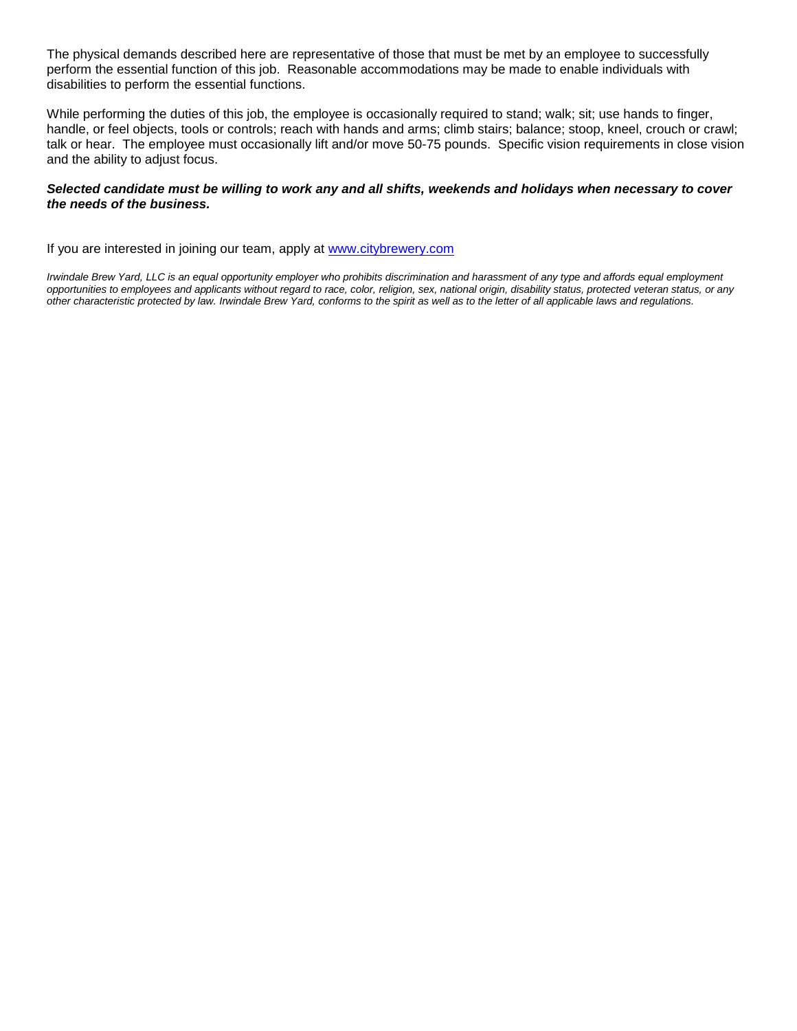The physical demands described here are representative of those that must be met by an employee to successfully perform the essential function of this job. Reasonable accommodations may be made to enable individuals with disabilities to perform the essential functions.

While performing the duties of this job, the employee is occasionally required to stand; walk; sit; use hands to finger, handle, or feel objects, tools or controls; reach with hands and arms; climb stairs; balance; stoop, kneel, crouch or crawl; talk or hear. The employee must occasionally lift and/or move 50-75 pounds. Specific vision requirements in close vision and the ability to adjust focus.

***Selected candidate must be willing to work any and all shifts, weekends and holidays when necessary to cover the needs of the business.***

If you are interested in joining our team, apply at [www.citybrewery.com](www.citybrewery.com)

*Irwindale Brew Yard, LLC is an equal opportunity employer who prohibits discrimination and harassment of any type and affords equal employment opportunities to employees and applicants without regard to race, color, religion, sex, national origin, disability status, protected veteran status, or any other characteristic protected by law. Irwindale Brew Yard, conforms to the spirit as well as to the letter of all applicable laws and regulations.*